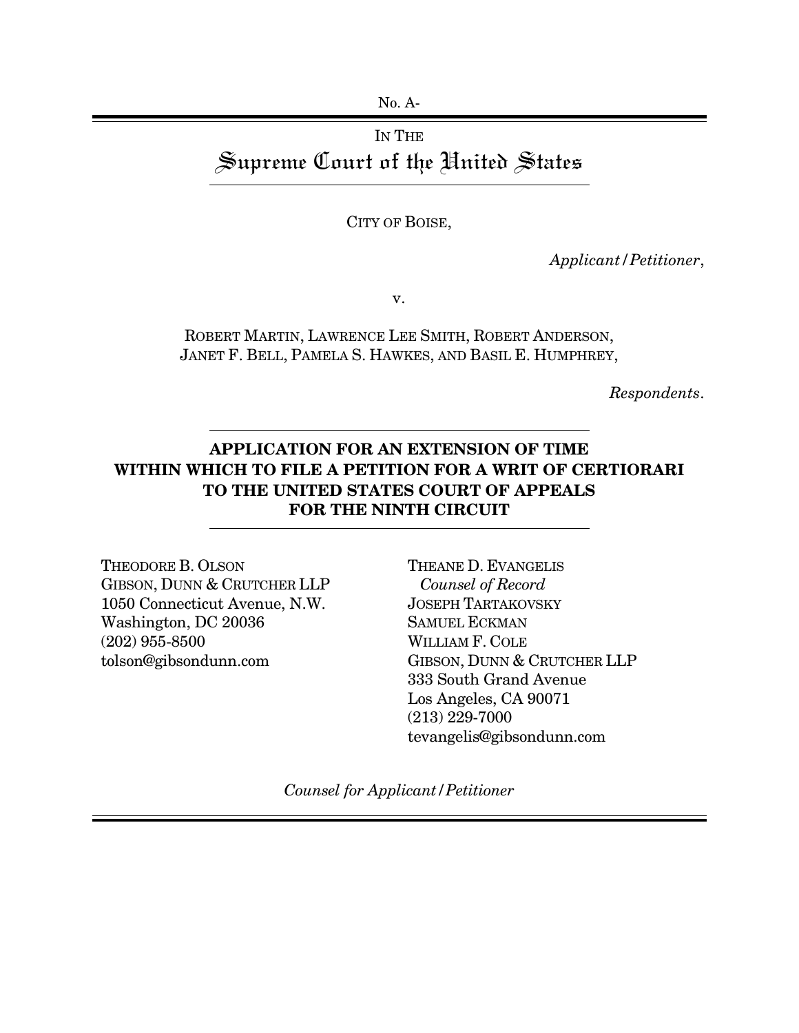No. A-

IN THE

# Supreme Court of the United States

CITY OF BOISE,

*Applicant/Petitioner*,

v.

ROBERT MARTIN, LAWRENCE LEE SMITH, ROBERT ANDERSON, JANET F. BELL, PAMELA S. HAWKES, AND BASIL E. HUMPHREY,

*Respondents*.

## APPLICATION FOR AN EXTENSION OF TIME WITHIN WHICH TO FILE A PETITION FOR A WRIT OF CERTIORARI TO THE UNITED STATES COURT OF APPEALS FOR THE NINTH CIRCUIT

THEODORE B. OLSON
GIBSON, DUNN & CRUTCHER LLP
1050 Connecticut Avenue, N.W.
Washington, DC 20036
(202) 955-8500
tolson@gibsondunn.com

THEANE D. EVANGELIS
*Counsel of Record*
JOSEPH TARTAKOVSKY
SAMUEL ECKMAN
WILLIAM F. COLE
GIBSON, DUNN & CRUTCHER LLP
333 South Grand Avenue
Los Angeles, CA 90071
(213) 229-7000
tevangelis@gibsondunn.com

*Counsel for Applicant/Petitioner*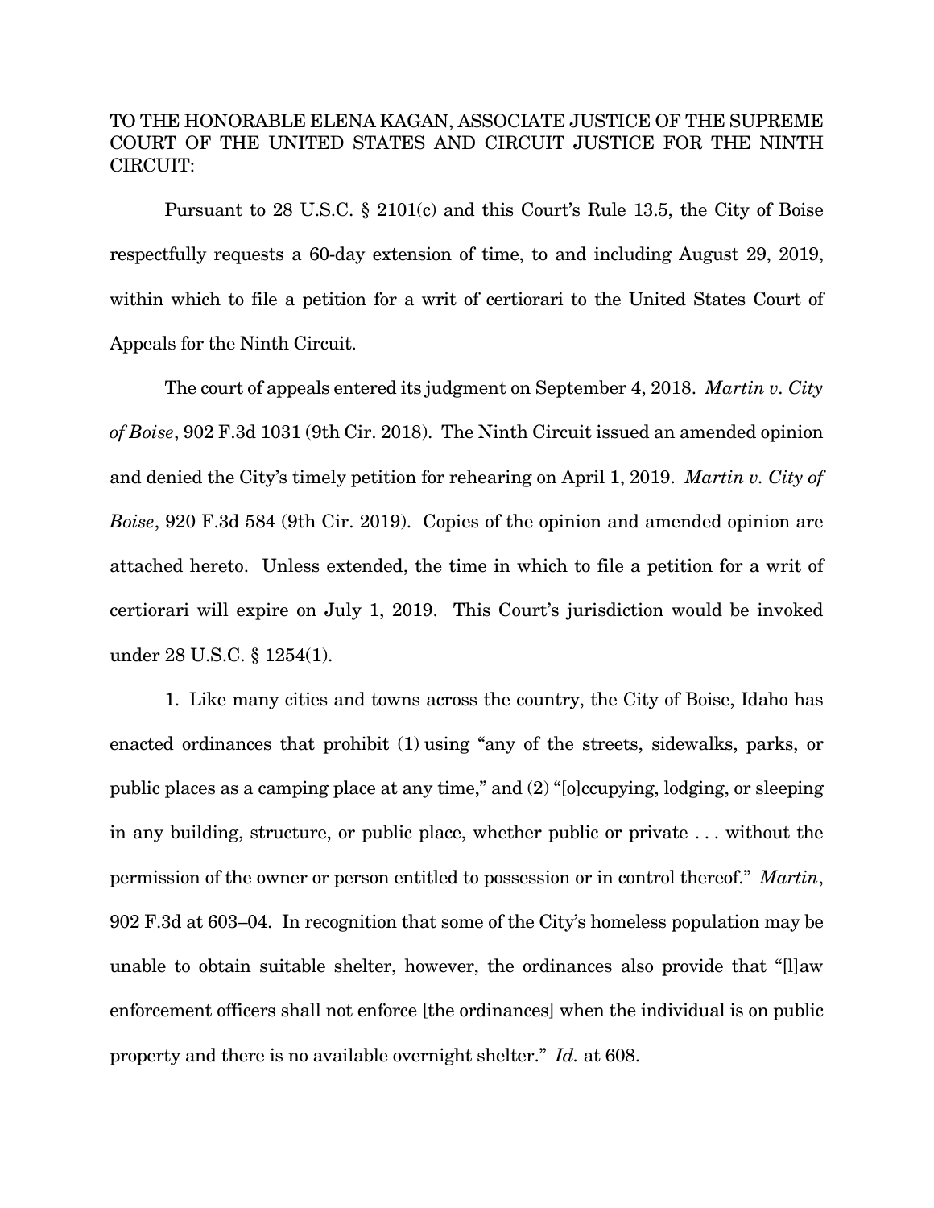TO THE HONORABLE ELENA KAGAN, ASSOCIATE JUSTICE OF THE SUPREME COURT OF THE UNITED STATES AND CIRCUIT JUSTICE FOR THE NINTH CIRCUIT:

Pursuant to 28 U.S.C. § 2101(c) and this Court's Rule 13.5, the City of Boise respectfully requests a 60-day extension of time, to and including August 29, 2019, within which to file a petition for a writ of certiorari to the United States Court of Appeals for the Ninth Circuit.

The court of appeals entered its judgment on September 4, 2018. *Martin v. City of Boise*, 902 F.3d 1031 (9th Cir. 2018). The Ninth Circuit issued an amended opinion and denied the City's timely petition for rehearing on April 1, 2019. *Martin v. City of Boise*, 920 F.3d 584 (9th Cir. 2019). Copies of the opinion and amended opinion are attached hereto. Unless extended, the time in which to file a petition for a writ of certiorari will expire on July 1, 2019. This Court's jurisdiction would be invoked under 28 U.S.C. § 1254(1).

1. Like many cities and towns across the country, the City of Boise, Idaho has enacted ordinances that prohibit (1) using "any of the streets, sidewalks, parks, or public places as a camping place at any time," and (2) "[o]ccupying, lodging, or sleeping in any building, structure, or public place, whether public or private . . . without the permission of the owner or person entitled to possession or in control thereof." *Martin*, 902 F.3d at 603–04. In recognition that some of the City's homeless population may be unable to obtain suitable shelter, however, the ordinances also provide that "[l]aw enforcement officers shall not enforce [the ordinances] when the individual is on public property and there is no available overnight shelter." *Id.* at 608.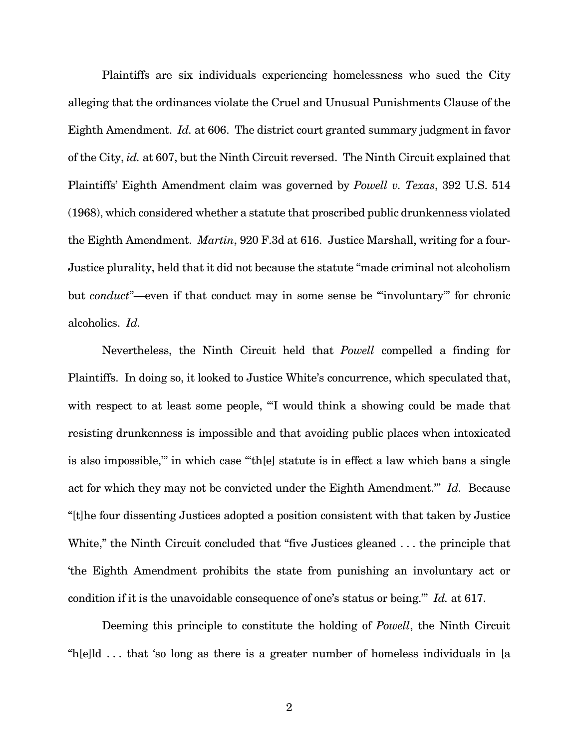Plaintiffs are six individuals experiencing homelessness who sued the City alleging that the ordinances violate the Cruel and Unusual Punishments Clause of the Eighth Amendment. *Id.* at 606. The district court granted summary judgment in favor of the City, *id.* at 607, but the Ninth Circuit reversed. The Ninth Circuit explained that Plaintiffs' Eighth Amendment claim was governed by *Powell v. Texas*, 392 U.S. 514 (1968), which considered whether a statute that proscribed public drunkenness violated the Eighth Amendment. *Martin*, 920 F.3d at 616. Justice Marshall, writing for a four-Justice plurality, held that it did not because the statute "made criminal not alcoholism but *conduct*"—even if that conduct may in some sense be "'involuntary'" for chronic alcoholics. *Id.*

Nevertheless, the Ninth Circuit held that *Powell* compelled a finding for Plaintiffs. In doing so, it looked to Justice White's concurrence, which speculated that, with respect to at least some people, "'I would think a showing could be made that resisting drunkenness is impossible and that avoiding public places when intoxicated is also impossible,'" in which case "'th[e] statute is in effect a law which bans a single act for which they may not be convicted under the Eighth Amendment.'" *Id.* Because "[t]he four dissenting Justices adopted a position consistent with that taken by Justice White," the Ninth Circuit concluded that "five Justices gleaned . . . the principle that 'the Eighth Amendment prohibits the state from punishing an involuntary act or condition if it is the unavoidable consequence of one's status or being.'" *Id.* at 617.

Deeming this principle to constitute the holding of *Powell*, the Ninth Circuit "h[e]ld . . . that 'so long as there is a greater number of homeless individuals in [a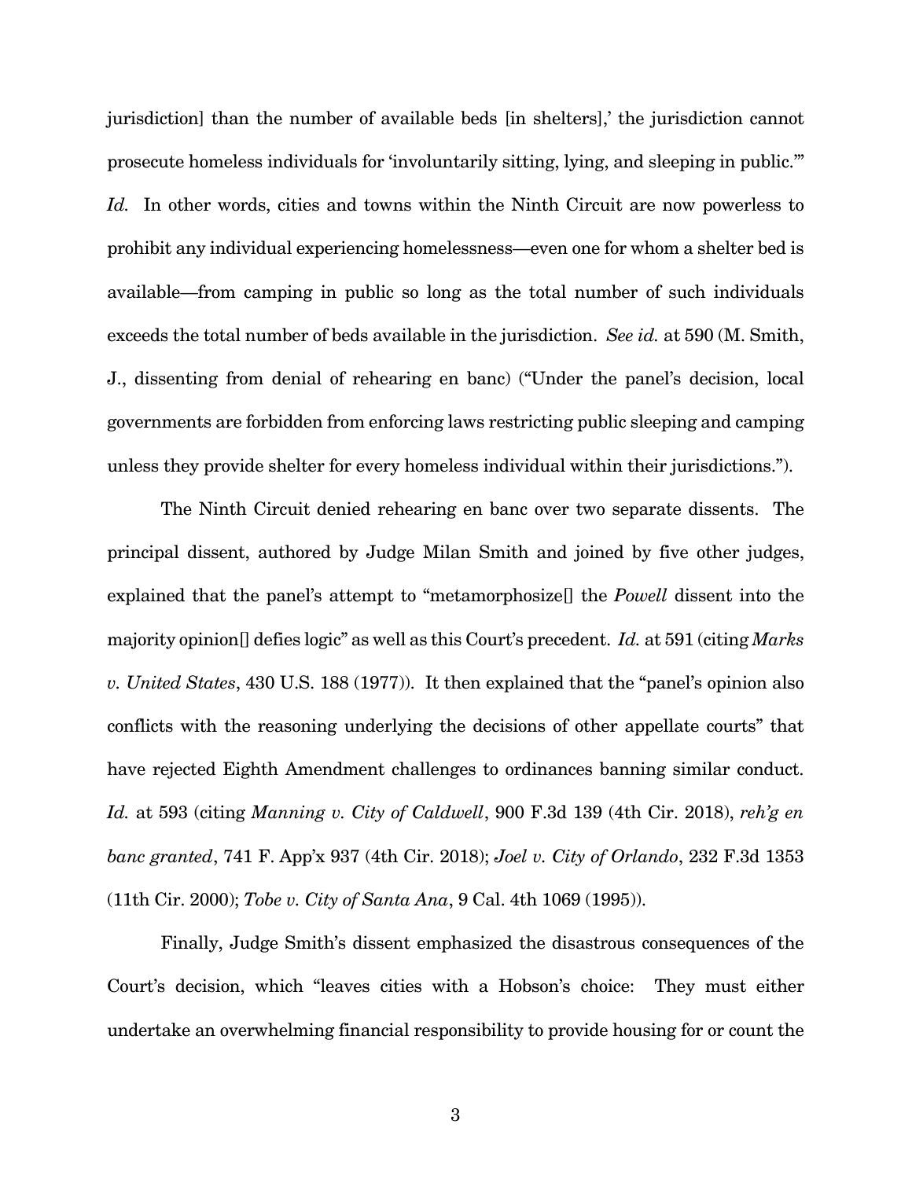jurisdiction] than the number of available beds [in shelters],' the jurisdiction cannot prosecute homeless individuals for 'involuntarily sitting, lying, and sleeping in public.'" *Id.* In other words, cities and towns within the Ninth Circuit are now powerless to prohibit any individual experiencing homelessness—even one for whom a shelter bed is available—from camping in public so long as the total number of such individuals exceeds the total number of beds available in the jurisdiction. *See id.* at 590 (M. Smith, J., dissenting from denial of rehearing en banc) ("Under the panel's decision, local governments are forbidden from enforcing laws restricting public sleeping and camping unless they provide shelter for every homeless individual within their jurisdictions.").

The Ninth Circuit denied rehearing en banc over two separate dissents. The principal dissent, authored by Judge Milan Smith and joined by five other judges, explained that the panel's attempt to "metamorphosize[] the *Powell* dissent into the majority opinion[] defies logic" as well as this Court's precedent. *Id.* at 591 (citing *Marks v. United States*, 430 U.S. 188 (1977)). It then explained that the "panel's opinion also conflicts with the reasoning underlying the decisions of other appellate courts" that have rejected Eighth Amendment challenges to ordinances banning similar conduct. *Id.* at 593 (citing *Manning v. City of Caldwell*, 900 F.3d 139 (4th Cir. 2018), *reh'g en banc granted*, 741 F. App'x 937 (4th Cir. 2018); *Joel v. City of Orlando*, 232 F.3d 1353 (11th Cir. 2000); *Tobe v. City of Santa Ana*, 9 Cal. 4th 1069 (1995)).

Finally, Judge Smith's dissent emphasized the disastrous consequences of the Court's decision, which "leaves cities with a Hobson's choice: They must either undertake an overwhelming financial responsibility to provide housing for or count the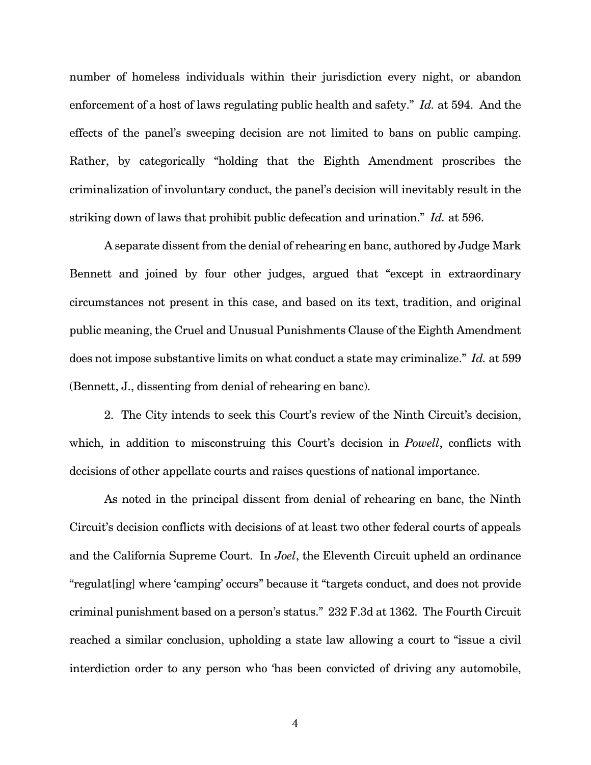number of homeless individuals within their jurisdiction every night, or abandon enforcement of a host of laws regulating public health and safety." *Id.* at 594. And the effects of the panel's sweeping decision are not limited to bans on public camping. Rather, by categorically "holding that the Eighth Amendment proscribes the criminalization of involuntary conduct, the panel's decision will inevitably result in the striking down of laws that prohibit public defecation and urination." *Id.* at 596.

A separate dissent from the denial of rehearing en banc, authored by Judge Mark Bennett and joined by four other judges, argued that "except in extraordinary circumstances not present in this case, and based on its text, tradition, and original public meaning, the Cruel and Unusual Punishments Clause of the Eighth Amendment does not impose substantive limits on what conduct a state may criminalize." *Id.* at 599 (Bennett, J., dissenting from denial of rehearing en banc).

2. The City intends to seek this Court's review of the Ninth Circuit's decision, which, in addition to misconstruing this Court's decision in *Powell*, conflicts with decisions of other appellate courts and raises questions of national importance.

As noted in the principal dissent from denial of rehearing en banc, the Ninth Circuit's decision conflicts with decisions of at least two other federal courts of appeals and the California Supreme Court. In *Joel*, the Eleventh Circuit upheld an ordinance "regulat[ing] where 'camping' occurs" because it "targets conduct, and does not provide criminal punishment based on a person's status." 232 F.3d at 1362. The Fourth Circuit reached a similar conclusion, upholding a state law allowing a court to "issue a civil interdiction order to any person who 'has been convicted of driving any automobile,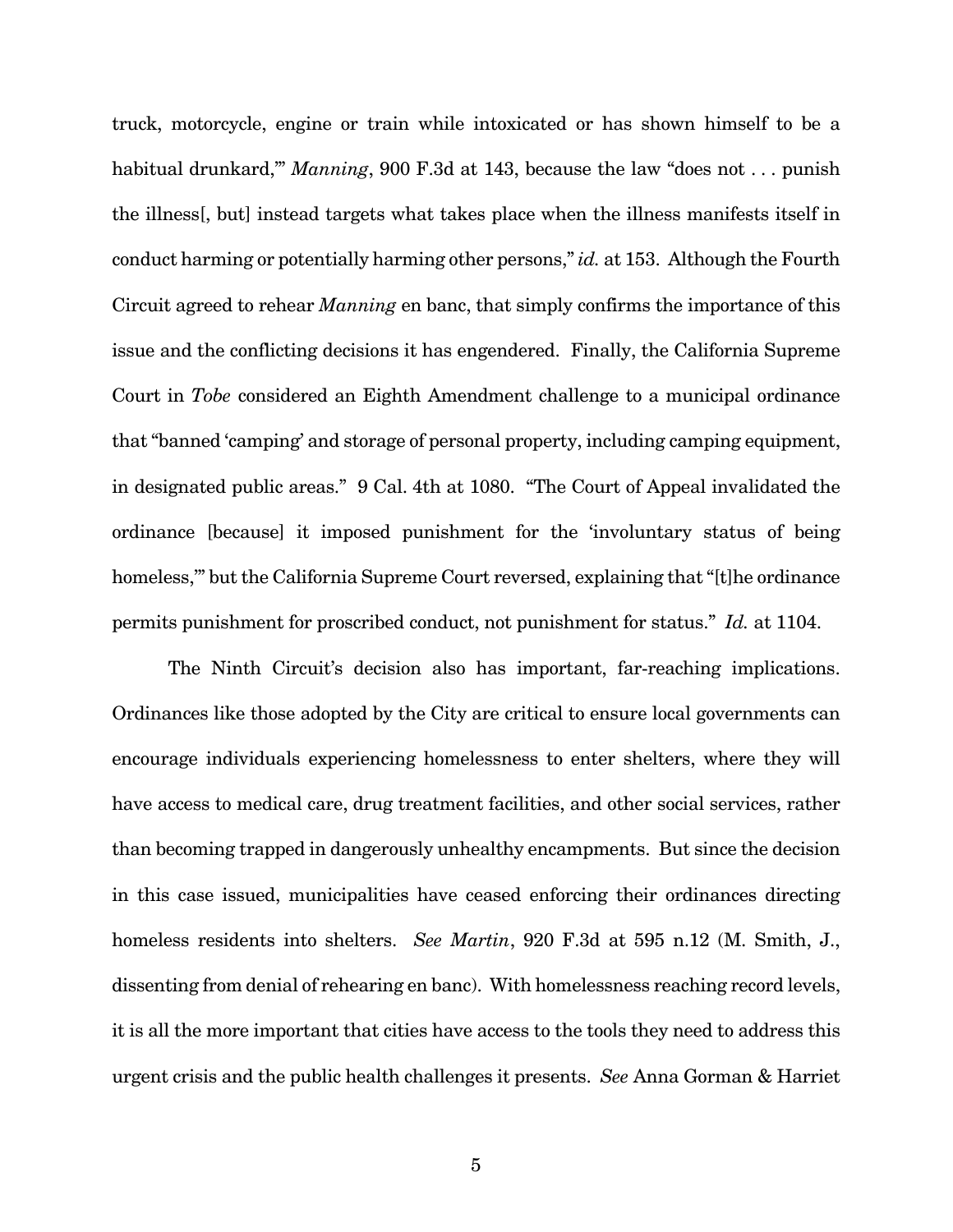truck, motorcycle, engine or train while intoxicated or has shown himself to be a habitual drunkard,'" *Manning*, 900 F.3d at 143, because the law "does not . . . punish the illness[, but] instead targets what takes place when the illness manifests itself in conduct harming or potentially harming other persons," *id.* at 153. Although the Fourth Circuit agreed to rehear *Manning* en banc, that simply confirms the importance of this issue and the conflicting decisions it has engendered. Finally, the California Supreme Court in *Tobe* considered an Eighth Amendment challenge to a municipal ordinance that "banned 'camping' and storage of personal property, including camping equipment, in designated public areas." 9 Cal. 4th at 1080. "The Court of Appeal invalidated the ordinance [because] it imposed punishment for the 'involuntary status of being homeless,'" but the California Supreme Court reversed, explaining that "[t]he ordinance permits punishment for proscribed conduct, not punishment for status." *Id.* at 1104.

The Ninth Circuit's decision also has important, far-reaching implications. Ordinances like those adopted by the City are critical to ensure local governments can encourage individuals experiencing homelessness to enter shelters, where they will have access to medical care, drug treatment facilities, and other social services, rather than becoming trapped in dangerously unhealthy encampments. But since the decision in this case issued, municipalities have ceased enforcing their ordinances directing homeless residents into shelters. *See Martin*, 920 F.3d at 595 n.12 (M. Smith, J., dissenting from denial of rehearing en banc). With homelessness reaching record levels, it is all the more important that cities have access to the tools they need to address this urgent crisis and the public health challenges it presents. *See* Anna Gorman & Harriet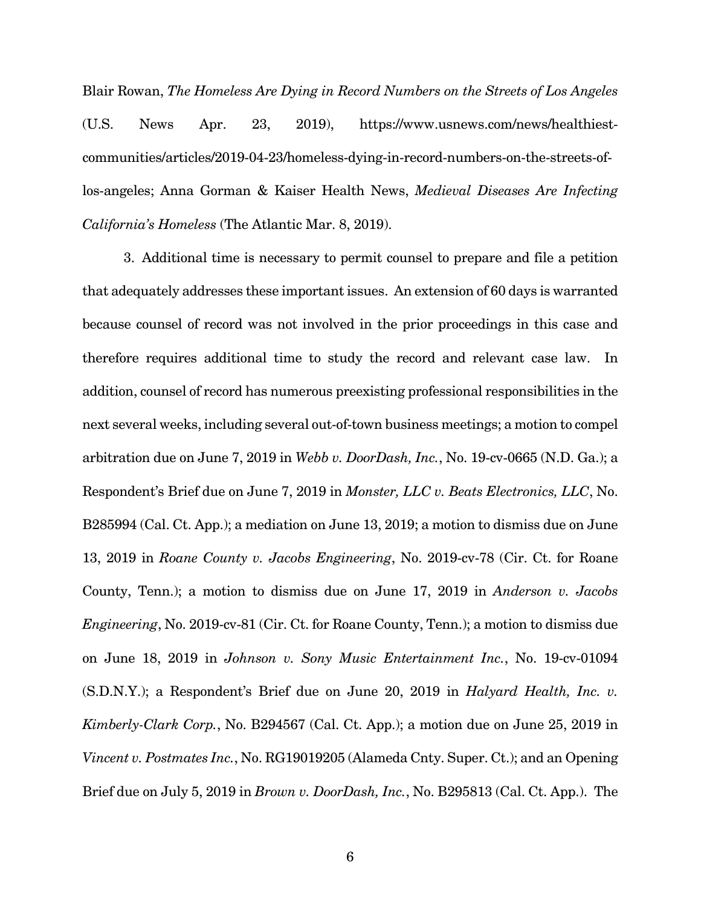Blair Rowan, *The Homeless Are Dying in Record Numbers on the Streets of Los Angeles* (U.S. News Apr. 23, 2019), https://www.usnews.com/news/healthiest-communities/articles/2019-04-23/homeless-dying-in-record-numbers-on-the-streets-of-los-angeles; Anna Gorman & Kaiser Health News, *Medieval Diseases Are Infecting California's Homeless* (The Atlantic Mar. 8, 2019).

3. Additional time is necessary to permit counsel to prepare and file a petition that adequately addresses these important issues. An extension of 60 days is warranted because counsel of record was not involved in the prior proceedings in this case and therefore requires additional time to study the record and relevant case law. In addition, counsel of record has numerous preexisting professional responsibilities in the next several weeks, including several out-of-town business meetings; a motion to compel arbitration due on June 7, 2019 in *Webb v. DoorDash, Inc.*, No. 19-cv-0665 (N.D. Ga.); a Respondent's Brief due on June 7, 2019 in *Monster, LLC v. Beats Electronics, LLC*, No. B285994 (Cal. Ct. App.); a mediation on June 13, 2019; a motion to dismiss due on June 13, 2019 in *Roane County v. Jacobs Engineering*, No. 2019-cv-78 (Cir. Ct. for Roane County, Tenn.); a motion to dismiss due on June 17, 2019 in *Anderson v. Jacobs Engineering*, No. 2019-cv-81 (Cir. Ct. for Roane County, Tenn.); a motion to dismiss due on June 18, 2019 in *Johnson v. Sony Music Entertainment Inc.*, No. 19-cv-01094 (S.D.N.Y.); a Respondent's Brief due on June 20, 2019 in *Halyard Health, Inc. v. Kimberly-Clark Corp.*, No. B294567 (Cal. Ct. App.); a motion due on June 25, 2019 in *Vincent v. Postmates Inc.*, No. RG19019205 (Alameda Cnty. Super. Ct.); and an Opening Brief due on July 5, 2019 in *Brown v. DoorDash, Inc.*, No. B295813 (Cal. Ct. App.). The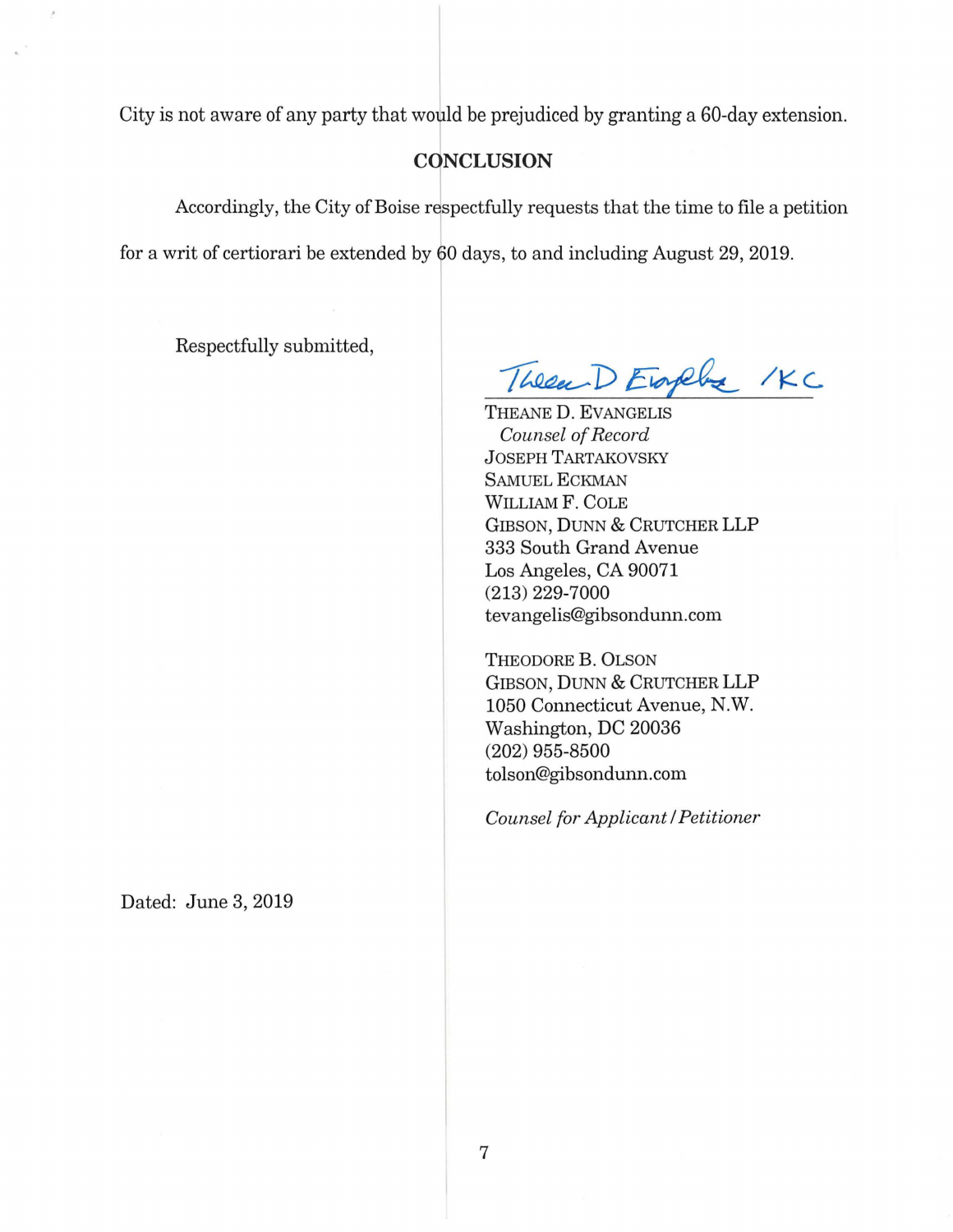City is not aware of any party that would be prejudiced by granting a 60-day extension.

## CONCLUSION

Accordingly, the City of Boise respectfully requests that the time to file a petition for a writ of certiorari be extended by 60 days, to and including August 29, 2019.

Respectfully submitted,

Theane D Evangelis /KC

THEANE D. EVANGELIS
*Counsel of Record*
JOSEPH TARTAKOVSKY
SAMUEL ECKMAN
WILLIAM F. COLE
GIBSON, DUNN & CRUTCHER LLP
333 South Grand Avenue
Los Angeles, CA 90071
(213) 229-7000
tevangelis@gibsondunn.com

THEODORE B. OLSON
GIBSON, DUNN & CRUTCHER LLP
1050 Connecticut Avenue, N.W.
Washington, DC 20036
(202) 955-8500
tolson@gibsondunn.com

*Counsel for Applicant / Petitioner*

Dated: June 3, 2019